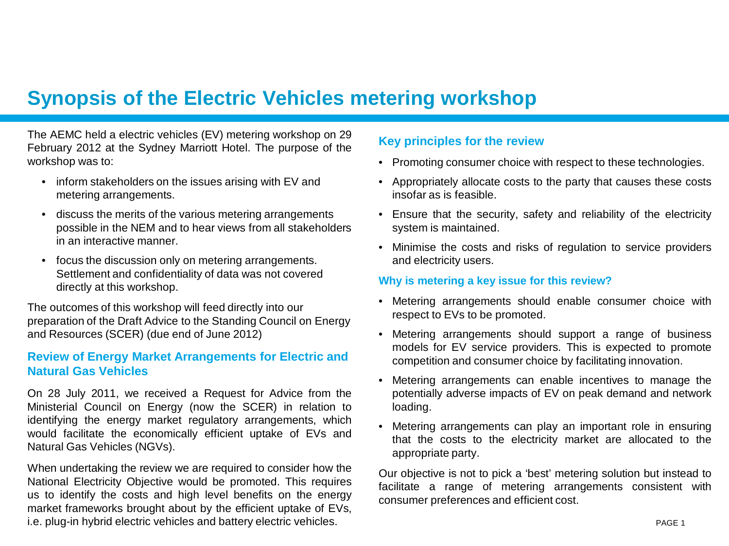# Synopsis of the Electric Vehicles metering workshop

The AEMC held a electric vehicles (EV) metering workshop on 29 February 2012 at the Sydney Marriott Hotel. The purpose of the workshop was to:

- inform stakeholders on the issues arising with EV and metering arrangements.
- discuss the merits of the various metering arrangements possible in the NEM and to hear views from all stakeholders in an interactive manner.
- focus the discussion only on metering arrangements. Settlement and confidentiality of data was not covered directly at this workshop.

The outcomes of this workshop will feed directly into our preparation of the Draft Advice to the Standing Council on Energy and Resources (SCER) (due end of June 2012)

## Review of Energy Market Arrangements for Electric and Natural Gas Vehicles

On 28 July 2011, we received a Request for Advice from the Ministerial Council on Energy (now the SCER) in relation to identifying the energy market regulatory arrangements, which would facilitate the economically efficient uptake of EVs and Natural Gas Vehicles (NGVs).

When undertaking the review we are required to consider how the National Electricity Objective would be promoted. This requires us to identify the costs and high level benefits on the energy market frameworks brought about by the efficient uptake of EVs, i.e. plug-in hybrid electric vehicles and battery electric vehicles.

## Key principles for the review

- Promoting consumer choice with respect to these technologies.
- Appropriately allocate costs to the party that causes these costs insofar as is feasible.
- Ensure that the security, safety and reliability of the electricity system is maintained.
- Minimise the costs and risks of regulation to service providers and electricity users.

### Why is metering a key issue for this review?

- Metering arrangements should enable consumer choice with respect to EVs to be promoted.
- Metering arrangements should support a range of business models for EV service providers. This is expected to promote competition and consumer choice by facilitating innovation.
- Metering arrangements can enable incentives to manage the potentially adverse impacts of EV on peak demand and network loading.
- Metering arrangements can play an important role in ensuring that the costs to the electricity market are allocated to the appropriate party.

Our objective is not to pick a 'best' metering solution but instead to facilitate a range of metering arrangements consistent with consumer preferences and efficient cost.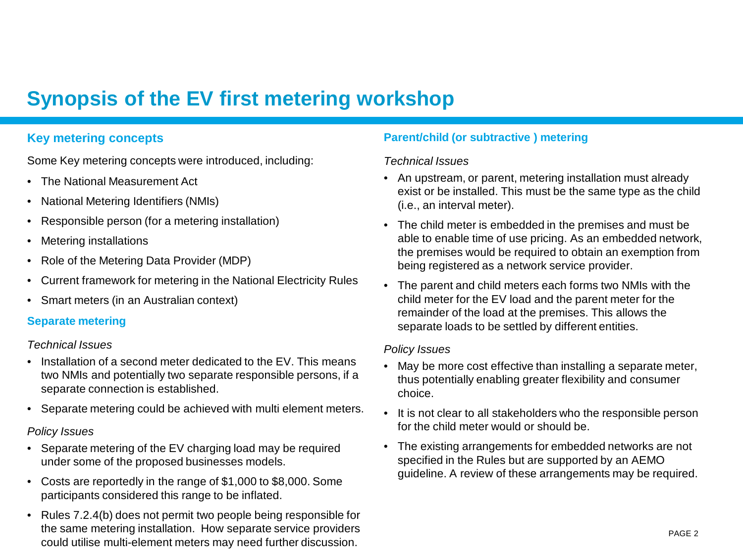# Synopsis of the EV first metering workshop

## Key metering concepts

Some Key metering concepts were introduced, including:

- The National Measurement Act
- National Metering Identifiers (NMIs)
- Responsible person (for a metering installation)
- Metering installations
- Role of the Metering Data Provider (MDP)
- Current framework for metering in the National Electricity Rules
- Smart meters (in an Australian context)

## Separate metering

*Technical Issues*

- Installation of a second meter dedicated to the EV. This means two NMIs and potentially two separate responsible persons, if a separate connection is established.
- Separate metering could be achieved with multi element meters.

*Policy Issues*

- Separate metering of the EV charging load may be required under some of the proposed businesses models.
- Costs are reportedly in the range of $1,000 to $8,000. Some participants considered this range to be inflated.
- Rules 7.2.4(b) does not permit two people being responsible for the same metering installation. How separate service providers could utilise multi-element meters may need further discussion.

## Parent/child (or subtractive ) metering

*Technical Issues*

- An upstream, or parent, metering installation must already exist or be installed. This must be the same type as the child (i.e., an interval meter).
- The child meter is embedded in the premises and must be able to enable time of use pricing. As an embedded network, the premises would be required to obtain an exemption from being registered as a network service provider.
- The parent and child meters each forms two NMIs with the child meter for the EV load and the parent meter for the remainder of the load at the premises. This allows the separate loads to be settled by different entities.

*Policy Issues*

- May be more cost effective than installing a separate meter, thus potentially enabling greater flexibility and consumer choice.
- It is not clear to all stakeholders who the responsible person for the child meter would or should be.
- The existing arrangements for embedded networks are not specified in the Rules but are supported by an AEMO guideline. A review of these arrangements may be required.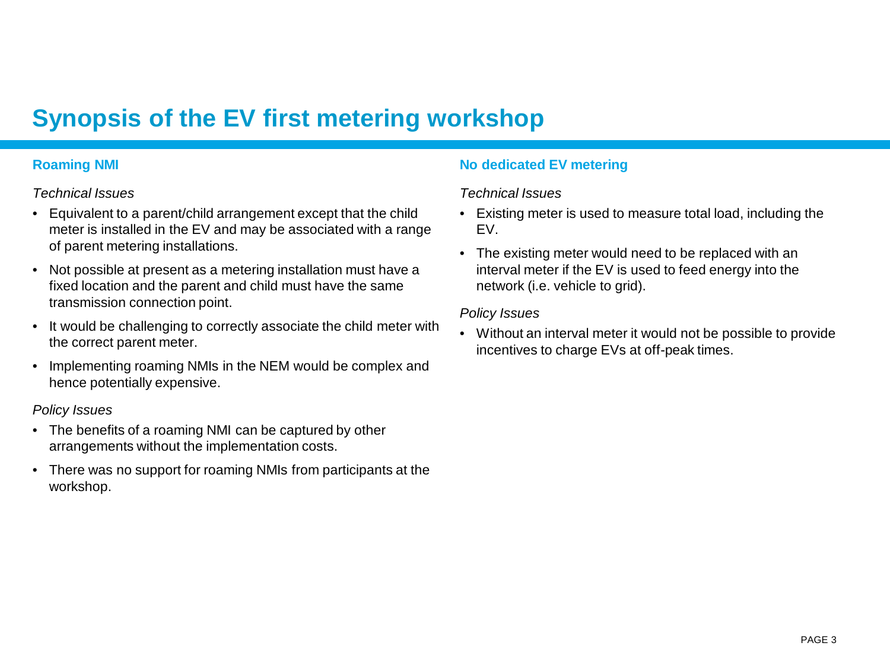# Synopsis of the EV first metering workshop

## Roaming NMI

*Technical Issues*

- Equivalent to a parent/child arrangement except that the child meter is installed in the EV and may be associated with a range of parent metering installations.
- Not possible at present as a metering installation must have a fixed location and the parent and child must have the same transmission connection point.
- It would be challenging to correctly associate the child meter with the correct parent meter.
- Implementing roaming NMIs in the NEM would be complex and hence potentially expensive.

*Policy Issues*

- The benefits of a roaming NMI can be captured by other arrangements without the implementation costs.
- There was no support for roaming NMIs from participants at the workshop.

## No dedicated EV metering

*Technical Issues*

- Existing meter is used to measure total load, including the EV.
- The existing meter would need to be replaced with an interval meter if the EV is used to feed energy into the network (i.e. vehicle to grid).

*Policy Issues*

- Without an interval meter it would not be possible to provide incentives to charge EVs at off-peak times.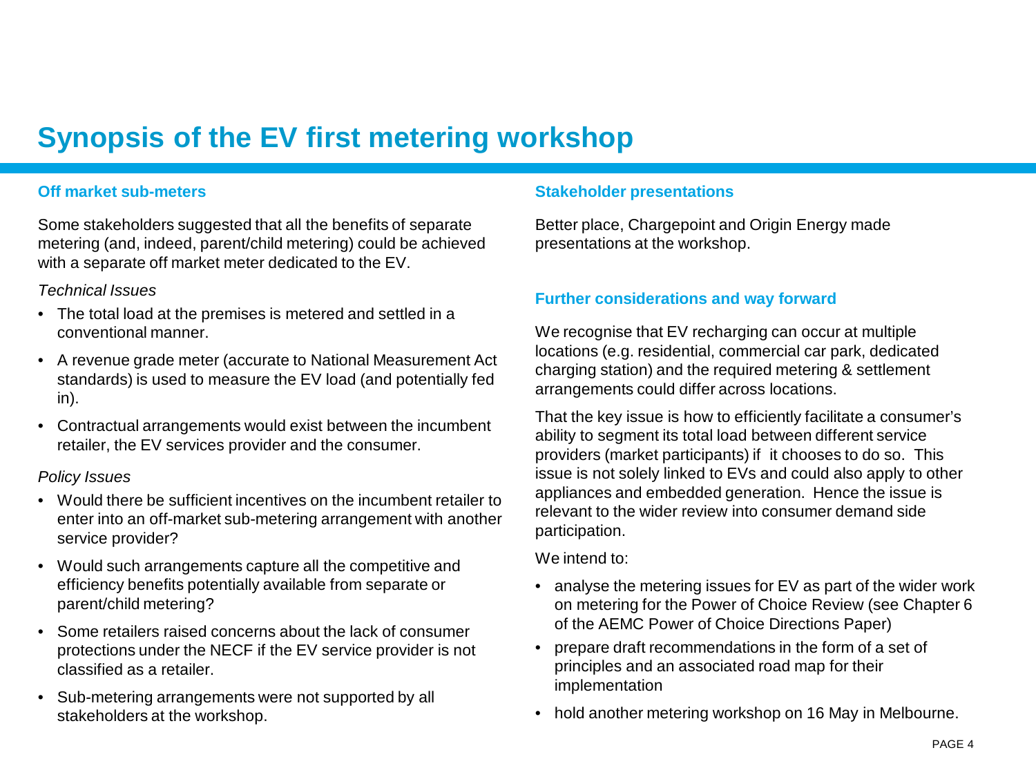# Synopsis of the EV first metering workshop

### Off market sub-meters

Some stakeholders suggested that all the benefits of separate metering (and, indeed, parent/child metering) could be achieved with a separate off market meter dedicated to the EV.

*Technical Issues*

- The total load at the premises is metered and settled in a conventional manner.
- A revenue grade meter (accurate to National Measurement Act standards) is used to measure the EV load (and potentially fed in).
- Contractual arrangements would exist between the incumbent retailer, the EV services provider and the consumer.

*Policy Issues*

- Would there be sufficient incentives on the incumbent retailer to enter into an off-market sub-metering arrangement with another service provider?
- Would such arrangements capture all the competitive and efficiency benefits potentially available from separate or parent/child metering?
- Some retailers raised concerns about the lack of consumer protections under the NECF if the EV service provider is not classified as a retailer.
- Sub-metering arrangements were not supported by all stakeholders at the workshop.

### Stakeholder presentations

Better place, Chargepoint and Origin Energy made presentations at the workshop.

### Further considerations and way forward

We recognise that EV recharging can occur at multiple locations (e.g. residential, commercial car park, dedicated charging station) and the required metering & settlement arrangements could differ across locations.

That the key issue is how to efficiently facilitate a consumer's ability to segment its total load between different service providers (market participants) if it chooses to do so. This issue is not solely linked to EVs and could also apply to other appliances and embedded generation. Hence the issue is relevant to the wider review into consumer demand side participation.

We intend to:

- analyse the metering issues for EV as part of the wider work on metering for the Power of Choice Review (see Chapter 6 of the AEMC Power of Choice Directions Paper)
- prepare draft recommendations in the form of a set of principles and an associated road map for their implementation
- hold another metering workshop on 16 May in Melbourne.